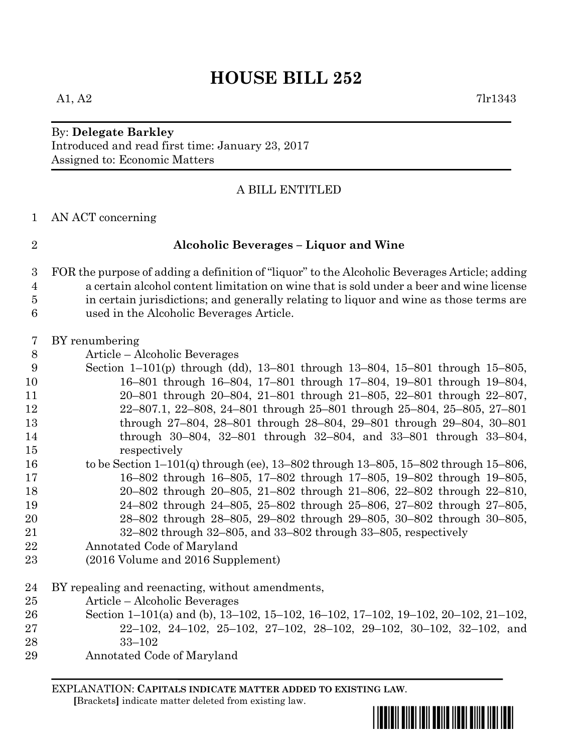# HOUSE BILL 252

A1, A2 7lr1343

By: **Delegate Barkley**
Introduced and read first time: January 23, 2017
Assigned to: Economic Matters

A BILL ENTITLED

1 AN ACT concerning

2 **Alcoholic Beverages – Liquor and Wine**

3 FOR the purpose of adding a definition of "liquor" to the Alcoholic Beverages Article; adding
4 a certain alcohol content limitation on wine that is sold under a beer and wine license
5 in certain jurisdictions; and generally relating to liquor and wine as those terms are
6 used in the Alcoholic Beverages Article.

7 BY renumbering
8 Article – Alcoholic Beverages
9 Section 1–101(p) through (dd), 13–801 through 13–804, 15–801 through 15–805,
10 16–801 through 16–804, 17–801 through 17–804, 19–801 through 19–804,
11 20–801 through 20–804, 21–801 through 21–805, 22–801 through 22–807,
12 22–807.1, 22–808, 24–801 through 25–801 through 25–804, 25–805, 27–801
13 through 27–804, 28–801 through 28–804, 29–801 through 29–804, 30–801
14 through 30–804, 32–801 through 32–804, and 33–801 through 33–804,
15 respectively
16 to be Section 1–101(q) through (ee), 13–802 through 13–805, 15–802 through 15–806,
17 16–802 through 16–805, 17–802 through 17–805, 19–802 through 19–805,
18 20–802 through 20–805, 21–802 through 21–806, 22–802 through 22–810,
19 24–802 through 24–805, 25–802 through 25–806, 27–802 through 27–805,
20 28–802 through 28–805, 29–802 through 29–805, 30–802 through 30–805,
21 32–802 through 32–805, and 33–802 through 33–805, respectively
22 Annotated Code of Maryland
23 (2016 Volume and 2016 Supplement)

24 BY repealing and reenacting, without amendments,
25 Article – Alcoholic Beverages
26 Section 1–101(a) and (b), 13–102, 15–102, 16–102, 17–102, 19–102, 20–102, 21–102,
27 22–102, 24–102, 25–102, 27–102, 28–102, 29–102, 30–102, 32–102, and
28 33–102
29 Annotated Code of Maryland

EXPLANATION: **CAPITALS INDICATE MATTER ADDED TO EXISTING LAW.**
**[**Brackets**]** indicate matter deleted from existing law.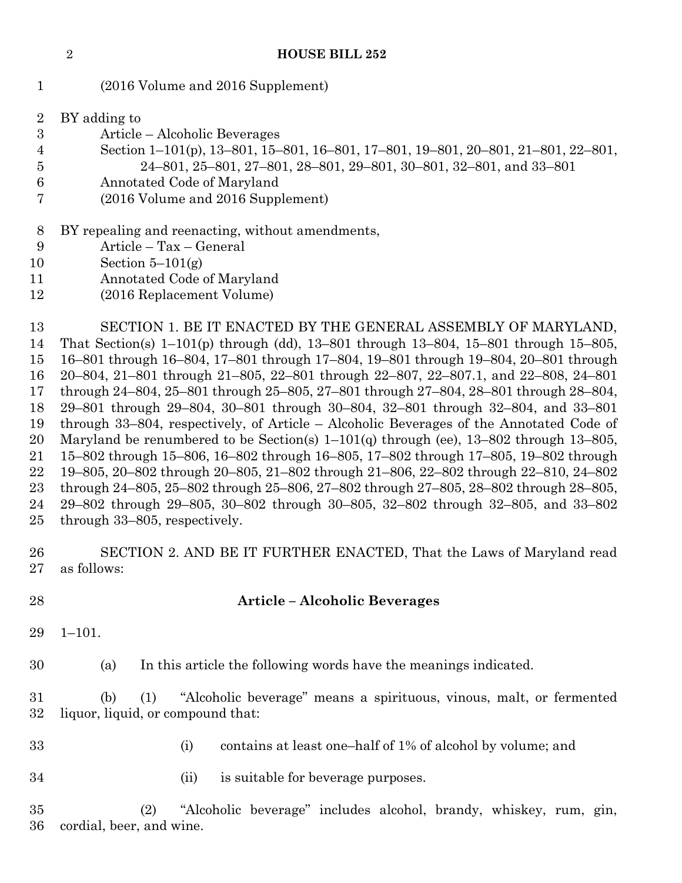(2016 Volume and 2016 Supplement)

BY adding to

Article – Alcoholic Beverages

Section 1–101(p), 13–801, 15–801, 16–801, 17–801, 19–801, 20–801, 21–801, 22–801, 24–801, 25–801, 27–801, 28–801, 29–801, 30–801, 32–801, and 33–801

Annotated Code of Maryland

(2016 Volume and 2016 Supplement)

BY repealing and reenacting, without amendments,

Article – Tax – General

Section 5–101(g)

Annotated Code of Maryland

(2016 Replacement Volume)

SECTION 1. BE IT ENACTED BY THE GENERAL ASSEMBLY OF MARYLAND, That Section(s) 1–101(p) through (dd), 13–801 through 13–804, 15–801 through 15–805, 16–801 through 16–804, 17–801 through 17–804, 19–801 through 19–804, 20–801 through 20–804, 21–801 through 21–805, 22–801 through 22–807, 22–807.1, and 22–808, 24–801 through 24–804, 25–801 through 25–805, 27–801 through 27–804, 28–801 through 28–804, 29–801 through 29–804, 30–801 through 30–804, 32–801 through 32–804, and 33–801 through 33–804, respectively, of Article – Alcoholic Beverages of the Annotated Code of Maryland be renumbered to be Section(s) 1–101(q) through (ee), 13–802 through 13–805, 15–802 through 15–806, 16–802 through 16–805, 17–802 through 17–805, 19–802 through 19–805, 20–802 through 20–805, 21–802 through 21–806, 22–802 through 22–810, 24–802 through 24–805, 25–802 through 25–806, 27–802 through 27–805, 28–802 through 28–805, 29–802 through 29–805, 30–802 through 30–805, 32–802 through 32–805, and 33–802 through 33–805, respectively.

SECTION 2. AND BE IT FURTHER ENACTED, That the Laws of Maryland read as follows:

**Article – Alcoholic Beverages**

1–101.

(a) In this article the following words have the meanings indicated.

(b) (1) "Alcoholic beverage" means a spirituous, vinous, malt, or fermented liquor, liquid, or compound that:

(i) contains at least one–half of 1% of alcohol by volume; and

(ii) is suitable for beverage purposes.

(2) "Alcoholic beverage" includes alcohol, brandy, whiskey, rum, gin, cordial, beer, and wine.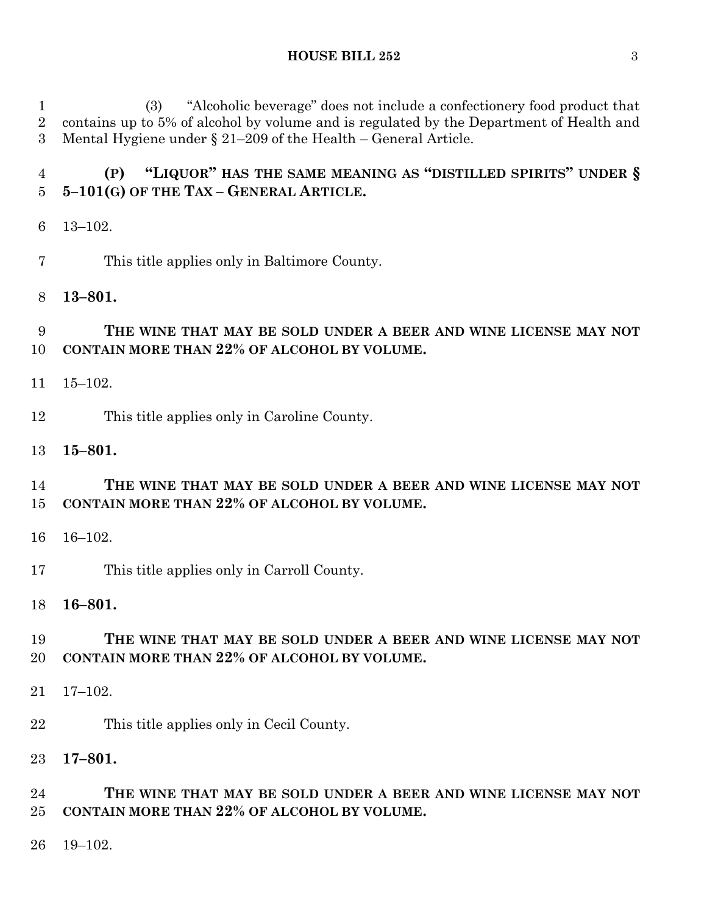(3) "Alcoholic beverage" does not include a confectionery food product that contains up to 5% of alcohol by volume and is regulated by the Department of Health and Mental Hygiene under § 21–209 of the Health – General Article.

**(P) "LIQUOR" HAS THE SAME MEANING AS "DISTILLED SPIRITS" UNDER § 5–101(G) OF THE TAX – GENERAL ARTICLE.**

13–102.

This title applies only in Baltimore County.

**13–801.**

**THE WINE THAT MAY BE SOLD UNDER A BEER AND WINE LICENSE MAY NOT CONTAIN MORE THAN 22% OF ALCOHOL BY VOLUME.**

15–102.

This title applies only in Caroline County.

**15–801.**

**THE WINE THAT MAY BE SOLD UNDER A BEER AND WINE LICENSE MAY NOT CONTAIN MORE THAN 22% OF ALCOHOL BY VOLUME.**

16–102.

This title applies only in Carroll County.

**16–801.**

**THE WINE THAT MAY BE SOLD UNDER A BEER AND WINE LICENSE MAY NOT CONTAIN MORE THAN 22% OF ALCOHOL BY VOLUME.**

17–102.

This title applies only in Cecil County.

**17–801.**

**THE WINE THAT MAY BE SOLD UNDER A BEER AND WINE LICENSE MAY NOT CONTAIN MORE THAN 22% OF ALCOHOL BY VOLUME.**

19–102.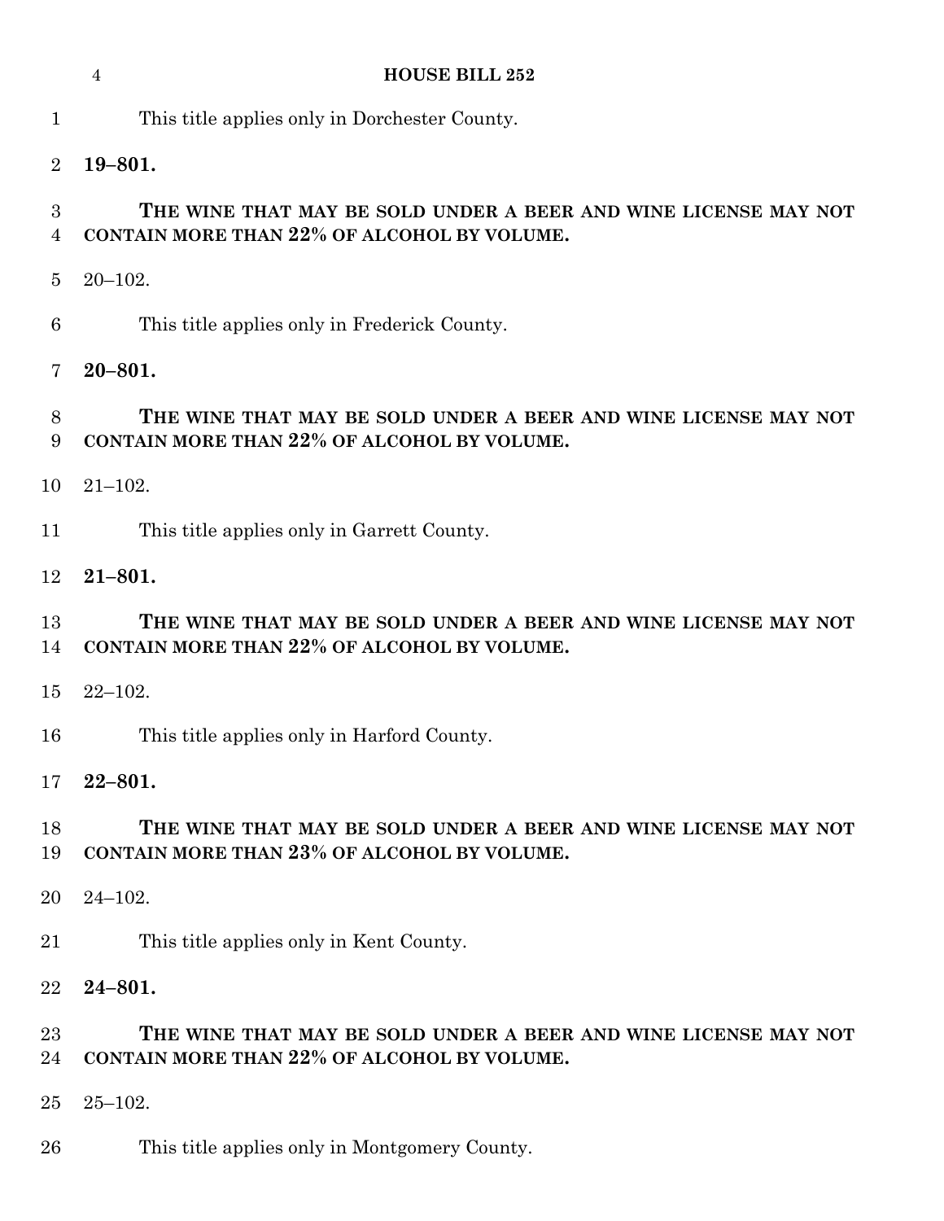This title applies only in Dorchester County.

**19–801.**

**THE WINE THAT MAY BE SOLD UNDER A BEER AND WINE LICENSE MAY NOT CONTAIN MORE THAN 22% OF ALCOHOL BY VOLUME.**

20–102.

This title applies only in Frederick County.

**20–801.**

**THE WINE THAT MAY BE SOLD UNDER A BEER AND WINE LICENSE MAY NOT CONTAIN MORE THAN 22% OF ALCOHOL BY VOLUME.**

21–102.

This title applies only in Garrett County.

**21–801.**

**THE WINE THAT MAY BE SOLD UNDER A BEER AND WINE LICENSE MAY NOT CONTAIN MORE THAN 22% OF ALCOHOL BY VOLUME.**

22–102.

This title applies only in Harford County.

**22–801.**

**THE WINE THAT MAY BE SOLD UNDER A BEER AND WINE LICENSE MAY NOT CONTAIN MORE THAN 23% OF ALCOHOL BY VOLUME.**

24–102.

This title applies only in Kent County.

**24–801.**

**THE WINE THAT MAY BE SOLD UNDER A BEER AND WINE LICENSE MAY NOT CONTAIN MORE THAN 22% OF ALCOHOL BY VOLUME.**

25–102.

This title applies only in Montgomery County.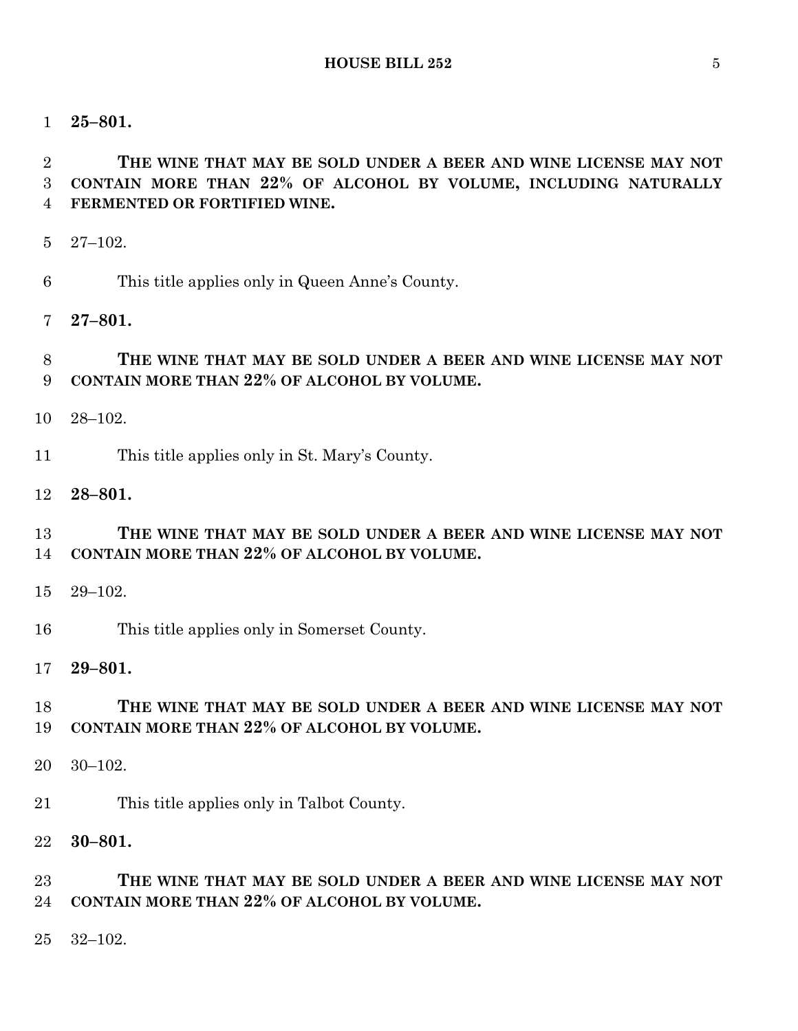**25–801.**

**THE WINE THAT MAY BE SOLD UNDER A BEER AND WINE LICENSE MAY NOT CONTAIN MORE THAN 22% OF ALCOHOL BY VOLUME, INCLUDING NATURALLY FERMENTED OR FORTIFIED WINE.**

27–102.

This title applies only in Queen Anne's County.

**27–801.**

**THE WINE THAT MAY BE SOLD UNDER A BEER AND WINE LICENSE MAY NOT CONTAIN MORE THAN 22% OF ALCOHOL BY VOLUME.**

28–102.

This title applies only in St. Mary's County.

**28–801.**

**THE WINE THAT MAY BE SOLD UNDER A BEER AND WINE LICENSE MAY NOT CONTAIN MORE THAN 22% OF ALCOHOL BY VOLUME.**

29–102.

This title applies only in Somerset County.

**29–801.**

**THE WINE THAT MAY BE SOLD UNDER A BEER AND WINE LICENSE MAY NOT CONTAIN MORE THAN 22% OF ALCOHOL BY VOLUME.**

30–102.

This title applies only in Talbot County.

**30–801.**

**THE WINE THAT MAY BE SOLD UNDER A BEER AND WINE LICENSE MAY NOT CONTAIN MORE THAN 22% OF ALCOHOL BY VOLUME.**

32–102.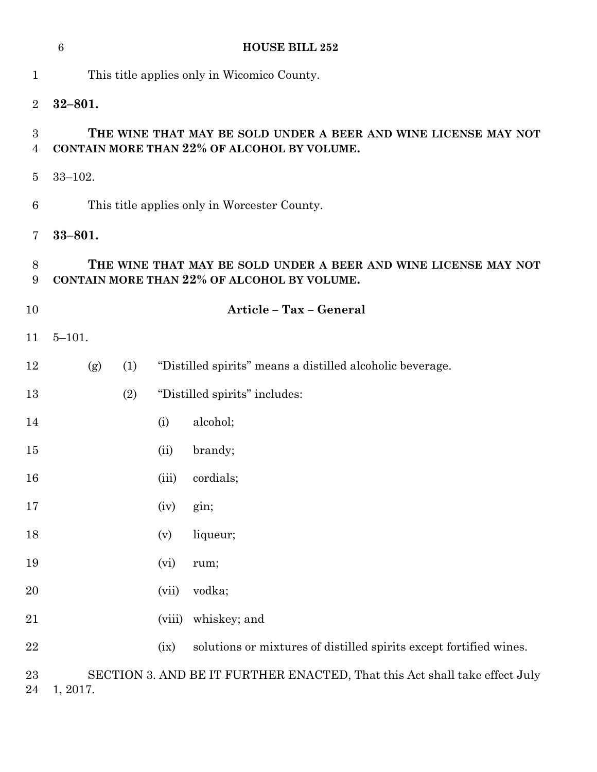This title applies only in Wicomico County.

**32–801.**

**THE WINE THAT MAY BE SOLD UNDER A BEER AND WINE LICENSE MAY NOT CONTAIN MORE THAN 22% OF ALCOHOL BY VOLUME.**

33–102.

This title applies only in Worcester County.

**33–801.**

**THE WINE THAT MAY BE SOLD UNDER A BEER AND WINE LICENSE MAY NOT CONTAIN MORE THAN 22% OF ALCOHOL BY VOLUME.**

## Article – Tax – General

5–101.

(g) (1) "Distilled spirits" means a distilled alcoholic beverage.

(2) "Distilled spirits" includes:

(i) alcohol;

(ii) brandy;

(iii) cordials;

(iv) gin;

(v) liqueur;

(vi) rum;

(vii) vodka;

(viii) whiskey; and

(ix) solutions or mixtures of distilled spirits except fortified wines.

SECTION 3. AND BE IT FURTHER ENACTED, That this Act shall take effect July 1, 2017.